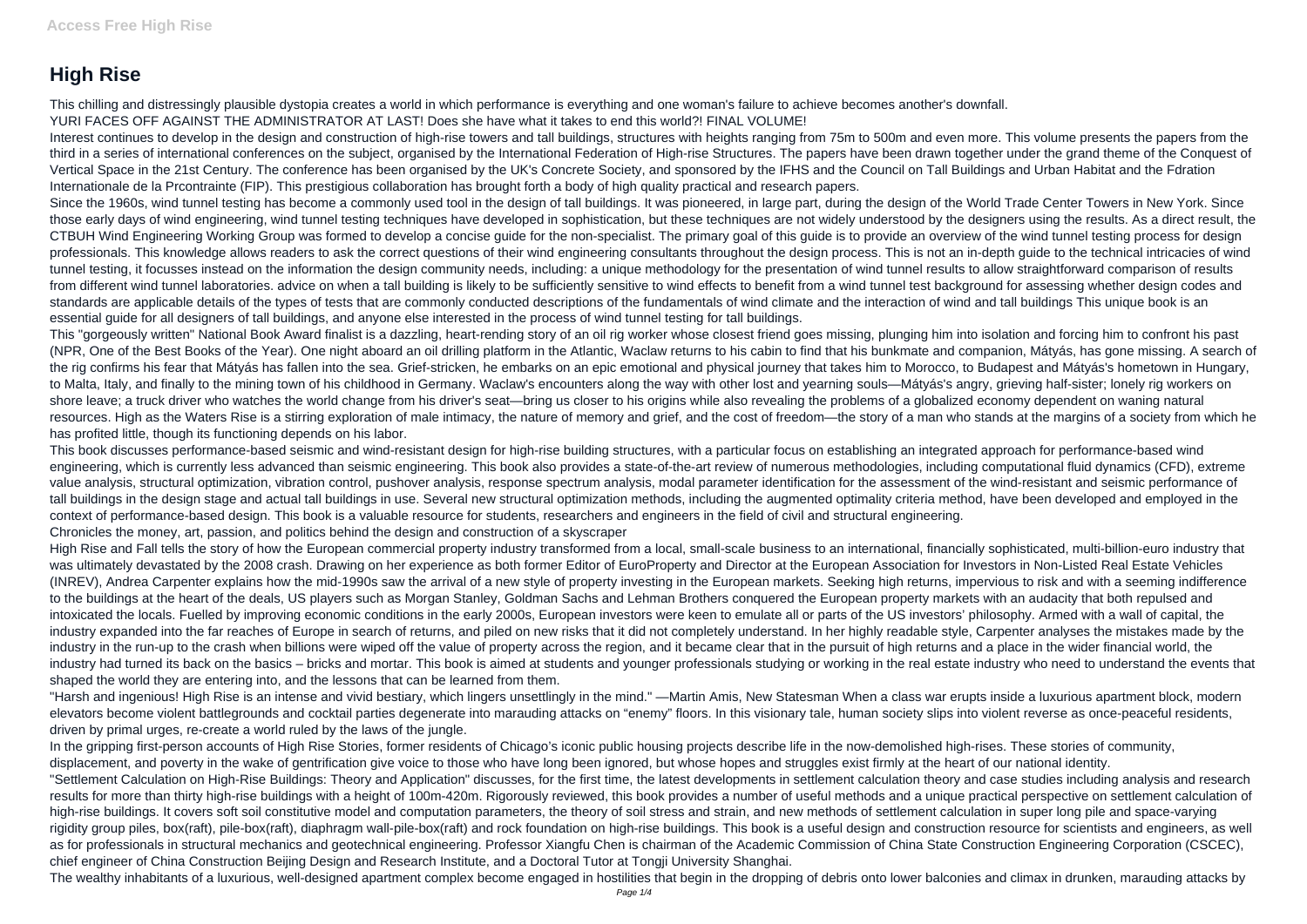# High Rise

This chilling and distressingly plausible dystopia creates a world in which performance is everything and one woman's failure to achieve becomes another's downfall.

YURI FACES OFF AGAINST THE ADMINISTRATOR AT LAST! Does she have what it takes to end this world?! FINAL VOLUME!

Interest continues to develop in the design and construction of high-rise towers and tall buildings, structures with heights ranging from 75m to 500m and even more. This volume presents the papers from the third in a series of international conferences on the subject, organised by the International Federation of High-rise Structures. The papers have been drawn together under the grand theme of the Conquest of Vertical Space in the 21st Century. The conference has been organised by the UK's Concrete Society, and sponsored by the IFHS and the Council on Tall Buildings and Urban Habitat and the Fdration Internationale de la Prcontrainte (FIP). This prestigious collaboration has brought forth a body of high quality practical and research papers.

Since the 1960s, wind tunnel testing has become a commonly used tool in the design of tall buildings. It was pioneered, in large part, during the design of the World Trade Center Towers in New York. Since those early days of wind engineering, wind tunnel testing techniques have developed in sophistication, but these techniques are not widely understood by the designers using the results. As a direct result, the CTBUH Wind Engineering Working Group was formed to develop a concise guide for the non-specialist. The primary goal of this guide is to provide an overview of the wind tunnel testing process for design professionals. This knowledge allows readers to ask the correct questions of their wind engineering consultants throughout the design process. This is not an in-depth guide to the technical intricacies of wind tunnel testing, it focusses instead on the information the design community needs, including: a unique methodology for the presentation of wind tunnel results to allow straightforward comparison of results from different wind tunnel laboratories. advice on when a tall building is likely to be sufficiently sensitive to wind effects to benefit from a wind tunnel test background for assessing whether design codes and standards are applicable details of the types of tests that are commonly conducted descriptions of the fundamentals of wind climate and the interaction of wind and tall buildings This unique book is an essential guide for all designers of tall buildings, and anyone else interested in the process of wind tunnel testing for tall buildings.

This "gorgeously written" National Book Award finalist is a dazzling, heart-rending story of an oil rig worker whose closest friend goes missing, plunging him into isolation and forcing him to confront his past (NPR, One of the Best Books of the Year). One night aboard an oil drilling platform in the Atlantic, Waclaw returns to his cabin to find that his bunkmate and companion, Mátyás, has gone missing. A search of the rig confirms his fear that Mátyás has fallen into the sea. Grief-stricken, he embarks on an epic emotional and physical journey that takes him to Morocco, to Budapest and Mátyás's hometown in Hungary, to Malta, Italy, and finally to the mining town of his childhood in Germany. Waclaw's encounters along the way with other lost and yearning souls—Mátyás's angry, grieving half-sister; lonely rig workers on shore leave; a truck driver who watches the world change from his driver's seat—bring us closer to his origins while also revealing the problems of a globalized economy dependent on waning natural resources. High as the Waters Rise is a stirring exploration of male intimacy, the nature of memory and grief, and the cost of freedom—the story of a man who stands at the margins of a society from which he has profited little, though its functioning depends on his labor.

This book discusses performance-based seismic and wind-resistant design for high-rise building structures, with a particular focus on establishing an integrated approach for performance-based wind engineering, which is currently less advanced than seismic engineering. This book also provides a state-of-the-art review of numerous methodologies, including computational fluid dynamics (CFD), extreme value analysis, structural optimization, vibration control, pushover analysis, response spectrum analysis, modal parameter identification for the assessment of the wind-resistant and seismic performance of tall buildings in the design stage and actual tall buildings in use. Several new structural optimization methods, including the augmented optimality criteria method, have been developed and employed in the context of performance-based design. This book is a valuable resource for students, researchers and engineers in the field of civil and structural engineering.

Chronicles the money, art, passion, and politics behind the design and construction of a skyscraper

High Rise and Fall tells the story of how the European commercial property industry transformed from a local, small-scale business to an international, financially sophisticated, multi-billion-euro industry that was ultimately devastated by the 2008 crash. Drawing on her experience as both former Editor of EuroProperty and Director at the European Association for Investors in Non-Listed Real Estate Vehicles (INREV), Andrea Carpenter explains how the mid-1990s saw the arrival of a new style of property investing in the European markets. Seeking high returns, impervious to risk and with a seeming indifference to the buildings at the heart of the deals, US players such as Morgan Stanley, Goldman Sachs and Lehman Brothers conquered the European property markets with an audacity that both repulsed and intoxicated the locals. Fuelled by improving economic conditions in the early 2000s, European investors were keen to emulate all or parts of the US investors' philosophy. Armed with a wall of capital, the industry expanded into the far reaches of Europe in search of returns, and piled on new risks that it did not completely understand. In her highly readable style, Carpenter analyses the mistakes made by the industry in the run-up to the crash when billions were wiped off the value of property across the region, and it became clear that in the pursuit of high returns and a place in the wider financial world, the industry had turned its back on the basics – bricks and mortar. This book is aimed at students and younger professionals studying or working in the real estate industry who need to understand the events that shaped the world they are entering into, and the lessons that can be learned from them.

"Harsh and ingenious! High Rise is an intense and vivid bestiary, which lingers unsettlingly in the mind." —Martin Amis, New Statesman When a class war erupts inside a luxurious apartment block, modern elevators become violent battlegrounds and cocktail parties degenerate into marauding attacks on "enemy" floors. In this visionary tale, human society slips into violent reverse as once-peaceful residents, driven by primal urges, re-create a world ruled by the laws of the jungle.

In the gripping first-person accounts of High Rise Stories, former residents of Chicago's iconic public housing projects describe life in the now-demolished high-rises. These stories of community, displacement, and poverty in the wake of gentrification give voice to those who have long been ignored, but whose hopes and struggles exist firmly at the heart of our national identity.

"Settlement Calculation on High-Rise Buildings: Theory and Application" discusses, for the first time, the latest developments in settlement calculation theory and case studies including analysis and research results for more than thirty high-rise buildings with a height of 100m-420m. Rigorously reviewed, this book provides a number of useful methods and a unique practical perspective on settlement calculation of high-rise buildings. It covers soft soil constitutive model and computation parameters, the theory of soil stress and strain, and new methods of settlement calculation in super long pile and space-varying rigidity group piles, box(raft), pile-box(raft), diaphragm wall-pile-box(raft) and rock foundation on high-rise buildings. This book is a useful design and construction resource for scientists and engineers, as well as for professionals in structural mechanics and geotechnical engineering. Professor Xiangfu Chen is chairman of the Academic Commission of China State Construction Engineering Corporation (CSCEC), chief engineer of China Construction Beijing Design and Research Institute, and a Doctoral Tutor at Tongji University Shanghai.

The wealthy inhabitants of a luxurious, well-designed apartment complex become engaged in hostilities that begin in the dropping of debris onto lower balconies and climax in drunken, marauding attacks by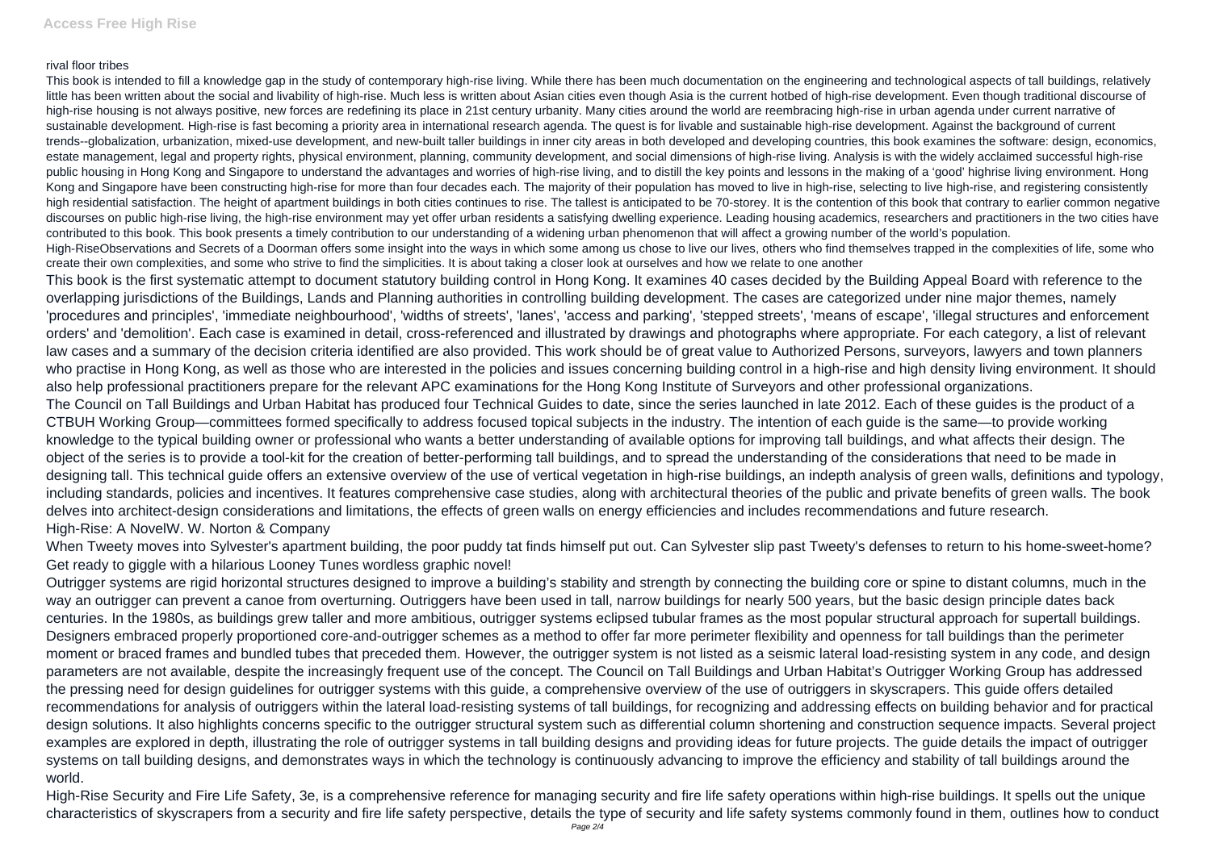rival floor tribes

This book is intended to fill a knowledge gap in the study of contemporary high-rise living. While there has been much documentation on the engineering and technological aspects of tall buildings, relatively little has been written about the social and livability of high-rise. Much less is written about Asian cities even though Asia is the current hotbed of high-rise development. Even though traditional discourse of high-rise housing is not always positive, new forces are redefining its place in 21st century urbanity. Many cities around the world are reembracing high-rise in urban agenda under current narrative of sustainable development. High-rise is fast becoming a priority area in international research agenda. The quest is for livable and sustainable high-rise development. Against the background of current trends--globalization, urbanization, mixed-use development, and new-built taller buildings in inner city areas in both developed and developing countries, this book examines the software: design, economics, estate management, legal and property rights, physical environment, planning, community development, and social dimensions of high-rise living. Analysis is with the widely acclaimed successful high-rise public housing in Hong Kong and Singapore to understand the advantages and worries of high-rise living, and to distill the key points and lessons in the making of a 'good' highrise living environment. Hong Kong and Singapore have been constructing high-rise for more than four decades each. The majority of their population has moved to live in high-rise, selecting to live high-rise, and registering consistently high residential satisfaction. The height of apartment buildings in both cities continues to rise. The tallest is anticipated to be 70-storey. It is the contention of this book that contrary to earlier common negative discourses on public high-rise living, the high-rise environment may yet offer urban residents a satisfying dwelling experience. Leading housing academics, researchers and practitioners in the two cities have contributed to this book. This book presents a timely contribution to our understanding of a widening urban phenomenon that will affect a growing number of the world's population.

High-RiseObservations and Secrets of a Doorman offers some insight into the ways in which some among us chose to live our lives, others who find themselves trapped in the complexities of life, some who create their own complexities, and some who strive to find the simplicities. It is about taking a closer look at ourselves and how we relate to one another

This book is the first systematic attempt to document statutory building control in Hong Kong. It examines 40 cases decided by the Building Appeal Board with reference to the overlapping jurisdictions of the Buildings, Lands and Planning authorities in controlling building development. The cases are categorized under nine major themes, namely 'procedures and principles', 'immediate neighbourhood', 'widths of streets', 'lanes', 'access and parking', 'stepped streets', 'means of escape', 'illegal structures and enforcement orders' and 'demolition'. Each case is examined in detail, cross-referenced and illustrated by drawings and photographs where appropriate. For each category, a list of relevant law cases and a summary of the decision criteria identified are also provided. This work should be of great value to Authorized Persons, surveyors, lawyers and town planners who practise in Hong Kong, as well as those who are interested in the policies and issues concerning building control in a high-rise and high density living environment. It should also help professional practitioners prepare for the relevant APC examinations for the Hong Kong Institute of Surveyors and other professional organizations.

The Council on Tall Buildings and Urban Habitat has produced four Technical Guides to date, since the series launched in late 2012. Each of these guides is the product of a CTBUH Working Group—committees formed specifically to address focused topical subjects in the industry. The intention of each guide is the same—to provide working knowledge to the typical building owner or professional who wants a better understanding of available options for improving tall buildings, and what affects their design. The object of the series is to provide a tool-kit for the creation of better-performing tall buildings, and to spread the understanding of the considerations that need to be made in designing tall. This technical guide offers an extensive overview of the use of vertical vegetation in high-rise buildings, an indepth analysis of green walls, definitions and typology, including standards, policies and incentives. It features comprehensive case studies, along with architectural theories of the public and private benefits of green walls. The book delves into architect-design considerations and limitations, the effects of green walls on energy efficiencies and includes recommendations and future research.

High-Rise: A NovelW. W. Norton & Company

When Tweety moves into Sylvester's apartment building, the poor puddy tat finds himself put out. Can Sylvester slip past Tweety's defenses to return to his home-sweet-home? Get ready to giggle with a hilarious Looney Tunes wordless graphic novel!

Outrigger systems are rigid horizontal structures designed to improve a building's stability and strength by connecting the building core or spine to distant columns, much in the way an outrigger can prevent a canoe from overturning. Outriggers have been used in tall, narrow buildings for nearly 500 years, but the basic design principle dates back centuries. In the 1980s, as buildings grew taller and more ambitious, outrigger systems eclipsed tubular frames as the most popular structural approach for supertall buildings. Designers embraced properly proportioned core-and-outrigger schemes as a method to offer far more perimeter flexibility and openness for tall buildings than the perimeter moment or braced frames and bundled tubes that preceded them. However, the outrigger system is not listed as a seismic lateral load-resisting system in any code, and design parameters are not available, despite the increasingly frequent use of the concept. The Council on Tall Buildings and Urban Habitat's Outrigger Working Group has addressed the pressing need for design guidelines for outrigger systems with this guide, a comprehensive overview of the use of outriggers in skyscrapers. This guide offers detailed recommendations for analysis of outriggers within the lateral load-resisting systems of tall buildings, for recognizing and addressing effects on building behavior and for practical design solutions. It also highlights concerns specific to the outrigger structural system such as differential column shortening and construction sequence impacts. Several project examples are explored in depth, illustrating the role of outrigger systems in tall building designs and providing ideas for future projects. The guide details the impact of outrigger systems on tall building designs, and demonstrates ways in which the technology is continuously advancing to improve the efficiency and stability of tall buildings around the world.

High-Rise Security and Fire Life Safety, 3e, is a comprehensive reference for managing security and fire life safety operations within high-rise buildings. It spells out the unique characteristics of skyscrapers from a security and fire life safety perspective, details the type of security and life safety systems commonly found in them, outlines how to conduct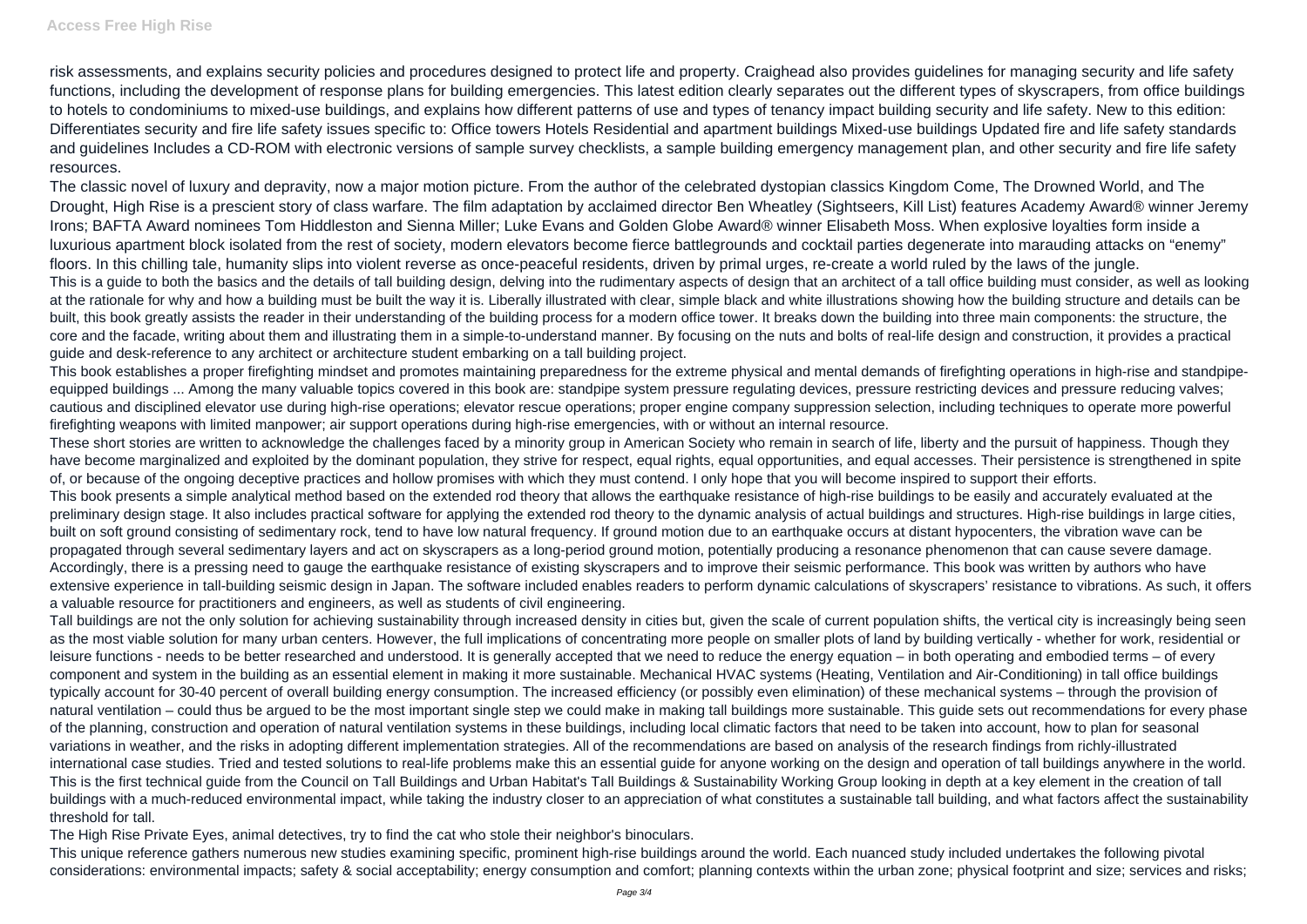risk assessments, and explains security policies and procedures designed to protect life and property. Craighead also provides guidelines for managing security and life safety functions, including the development of response plans for building emergencies. This latest edition clearly separates out the different types of skyscrapers, from office buildings to hotels to condominiums to mixed-use buildings, and explains how different patterns of use and types of tenancy impact building security and life safety. New to this edition: Differentiates security and fire life safety issues specific to: Office towers Hotels Residential and apartment buildings Mixed-use buildings Updated fire and life safety standards and guidelines Includes a CD-ROM with electronic versions of sample survey checklists, a sample building emergency management plan, and other security and fire life safety resources.

The classic novel of luxury and depravity, now a major motion picture. From the author of the celebrated dystopian classics Kingdom Come, The Drowned World, and The Drought, High Rise is a prescient story of class warfare. The film adaptation by acclaimed director Ben Wheatley (Sightseers, Kill List) features Academy Award® winner Jeremy Irons; BAFTA Award nominees Tom Hiddleston and Sienna Miller; Luke Evans and Golden Globe Award® winner Elisabeth Moss. When explosive loyalties form inside a luxurious apartment block isolated from the rest of society, modern elevators become fierce battlegrounds and cocktail parties degenerate into marauding attacks on "enemy" floors. In this chilling tale, humanity slips into violent reverse as once-peaceful residents, driven by primal urges, re-create a world ruled by the laws of the jungle.

This is a guide to both the basics and the details of tall building design, delving into the rudimentary aspects of design that an architect of a tall office building must consider, as well as looking at the rationale for why and how a building must be built the way it is. Liberally illustrated with clear, simple black and white illustrations showing how the building structure and details can be built, this book greatly assists the reader in their understanding of the building process for a modern office tower. It breaks down the building into three main components: the structure, the core and the facade, writing about them and illustrating them in a simple-to-understand manner. By focusing on the nuts and bolts of real-life design and construction, it provides a practical guide and desk-reference to any architect or architecture student embarking on a tall building project.

This book establishes a proper firefighting mindset and promotes maintaining preparedness for the extreme physical and mental demands of firefighting operations in high-rise and standpipe-equipped buildings ... Among the many valuable topics covered in this book are: standpipe system pressure regulating devices, pressure restricting devices and pressure reducing valves; cautious and disciplined elevator use during high-rise operations; elevator rescue operations; proper engine company suppression selection, including techniques to operate more powerful firefighting weapons with limited manpower; air support operations during high-rise emergencies, with or without an internal resource.

These short stories are written to acknowledge the challenges faced by a minority group in American Society who remain in search of life, liberty and the pursuit of happiness. Though they have become marginalized and exploited by the dominant population, they strive for respect, equal rights, equal opportunities, and equal accesses. Their persistence is strengthened in spite of, or because of the ongoing deceptive practices and hollow promises with which they must contend. I only hope that you will become inspired to support their efforts.

This book presents a simple analytical method based on the extended rod theory that allows the earthquake resistance of high-rise buildings to be easily and accurately evaluated at the preliminary design stage. It also includes practical software for applying the extended rod theory to the dynamic analysis of actual buildings and structures. High-rise buildings in large cities, built on soft ground consisting of sedimentary rock, tend to have low natural frequency. If ground motion due to an earthquake occurs at distant hypocenters, the vibration wave can be propagated through several sedimentary layers and act on skyscrapers as a long-period ground motion, potentially producing a resonance phenomenon that can cause severe damage. Accordingly, there is a pressing need to gauge the earthquake resistance of existing skyscrapers and to improve their seismic performance. This book was written by authors who have extensive experience in tall-building seismic design in Japan. The software included enables readers to perform dynamic calculations of skyscrapers' resistance to vibrations. As such, it offers a valuable resource for practitioners and engineers, as well as students of civil engineering.

Tall buildings are not the only solution for achieving sustainability through increased density in cities but, given the scale of current population shifts, the vertical city is increasingly being seen as the most viable solution for many urban centers. However, the full implications of concentrating more people on smaller plots of land by building vertically - whether for work, residential or leisure functions - needs to be better researched and understood. It is generally accepted that we need to reduce the energy equation – in both operating and embodied terms – of every component and system in the building as an essential element in making it more sustainable. Mechanical HVAC systems (Heating, Ventilation and Air-Conditioning) in tall office buildings typically account for 30-40 percent of overall building energy consumption. The increased efficiency (or possibly even elimination) of these mechanical systems – through the provision of natural ventilation – could thus be argued to be the most important single step we could make in making tall buildings more sustainable. This guide sets out recommendations for every phase of the planning, construction and operation of natural ventilation systems in these buildings, including local climatic factors that need to be taken into account, how to plan for seasonal variations in weather, and the risks in adopting different implementation strategies. All of the recommendations are based on analysis of the research findings from richly-illustrated international case studies. Tried and tested solutions to real-life problems make this an essential guide for anyone working on the design and operation of tall buildings anywhere in the world. This is the first technical guide from the Council on Tall Buildings and Urban Habitat's Tall Buildings & Sustainability Working Group looking in depth at a key element in the creation of tall buildings with a much-reduced environmental impact, while taking the industry closer to an appreciation of what constitutes a sustainable tall building, and what factors affect the sustainability threshold for tall.

The High Rise Private Eyes, animal detectives, try to find the cat who stole their neighbor's binoculars.

This unique reference gathers numerous new studies examining specific, prominent high-rise buildings around the world. Each nuanced study included undertakes the following pivotal considerations: environmental impacts; safety & social acceptability; energy consumption and comfort; planning contexts within the urban zone; physical footprint and size; services and risks;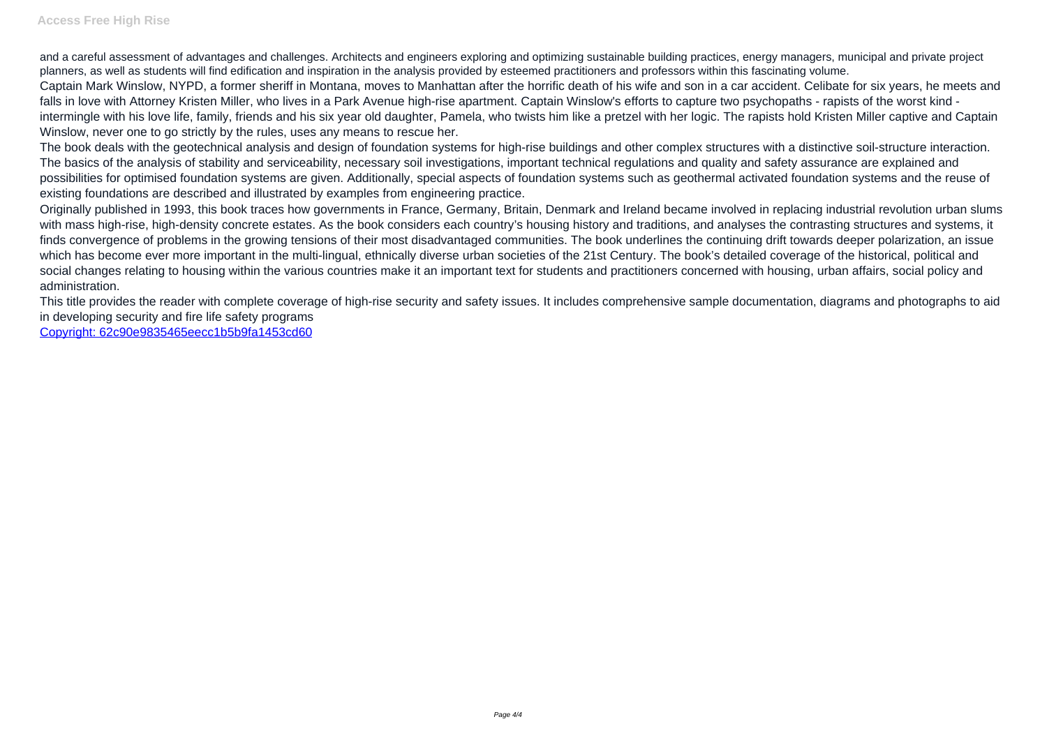and a careful assessment of advantages and challenges. Architects and engineers exploring and optimizing sustainable building practices, energy managers, municipal and private project planners, as well as students will find edification and inspiration in the analysis provided by esteemed practitioners and professors within this fascinating volume.

Captain Mark Winslow, NYPD, a former sheriff in Montana, moves to Manhattan after the horrific death of his wife and son in a car accident. Celibate for six years, he meets and falls in love with Attorney Kristen Miller, who lives in a Park Avenue high-rise apartment. Captain Winslow's efforts to capture two psychopaths - rapists of the worst kind - intermingle with his love life, family, friends and his six year old daughter, Pamela, who twists him like a pretzel with her logic. The rapists hold Kristen Miller captive and Captain Winslow, never one to go strictly by the rules, uses any means to rescue her.

The book deals with the geotechnical analysis and design of foundation systems for high-rise buildings and other complex structures with a distinctive soil-structure interaction. The basics of the analysis of stability and serviceability, necessary soil investigations, important technical regulations and quality and safety assurance are explained and possibilities for optimised foundation systems are given. Additionally, special aspects of foundation systems such as geothermal activated foundation systems and the reuse of existing foundations are described and illustrated by examples from engineering practice.

Originally published in 1993, this book traces how governments in France, Germany, Britain, Denmark and Ireland became involved in replacing industrial revolution urban slums with mass high-rise, high-density concrete estates. As the book considers each country's housing history and traditions, and analyses the contrasting structures and systems, it finds convergence of problems in the growing tensions of their most disadvantaged communities. The book underlines the continuing drift towards deeper polarization, an issue which has become ever more important in the multi-lingual, ethnically diverse urban societies of the 21st Century. The book's detailed coverage of the historical, political and social changes relating to housing within the various countries make it an important text for students and practitioners concerned with housing, urban affairs, social policy and administration.

This title provides the reader with complete coverage of high-rise security and safety issues. It includes comprehensive sample documentation, diagrams and photographs to aid in developing security and fire life safety programs

Copyright: 62c90e9835465eecc1b5b9fa1453cd60